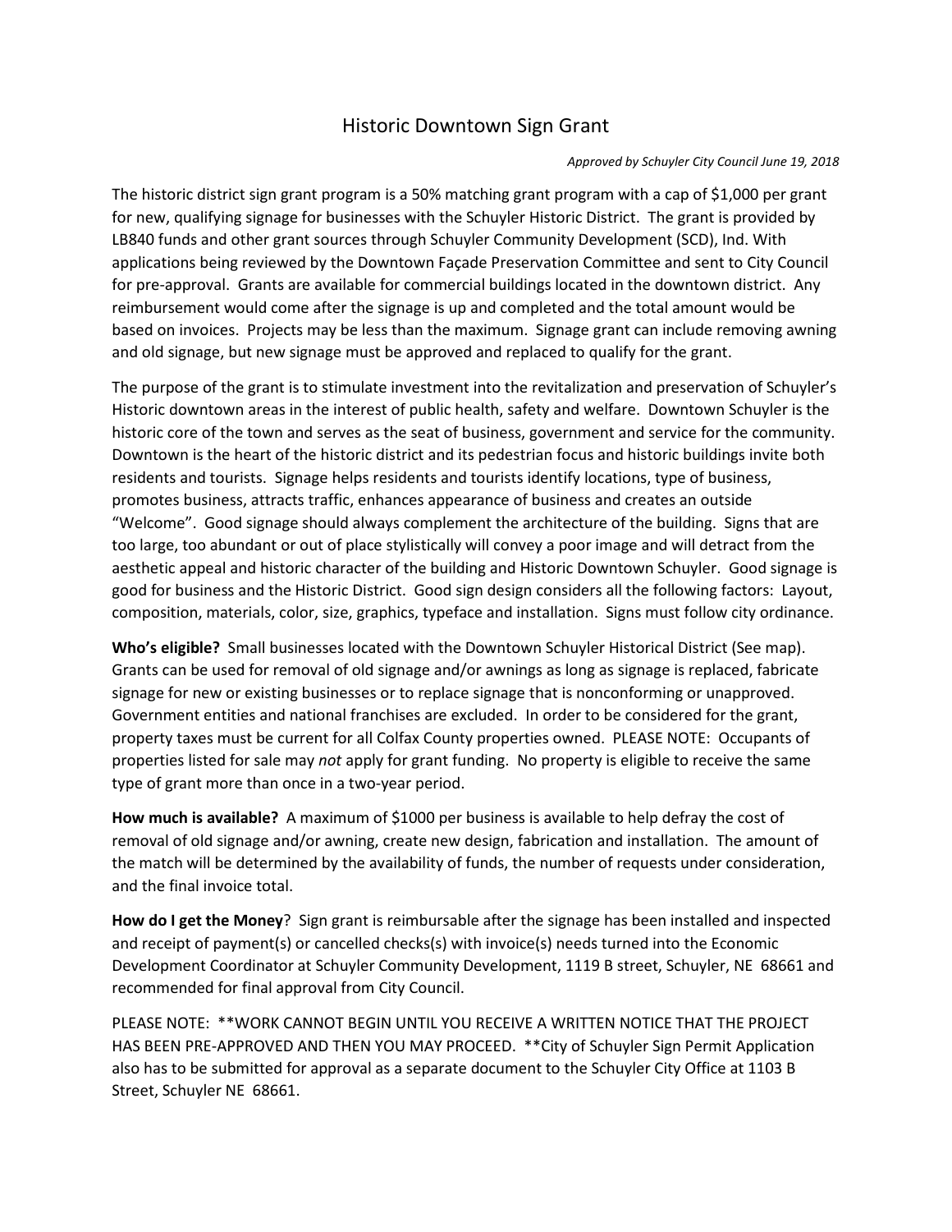# Historic Downtown Sign Grant

*Approved by Schuyler City Council June 19, 2018*

The historic district sign grant program is a 50% matching grant program with a cap of $1,000 per grant for new, qualifying signage for businesses with the Schuyler Historic District. The grant is provided by LB840 funds and other grant sources through Schuyler Community Development (SCD), Ind. With applications being reviewed by the Downtown Façade Preservation Committee and sent to City Council for pre-approval. Grants are available for commercial buildings located in the downtown district. Any reimbursement would come after the signage is up and completed and the total amount would be based on invoices. Projects may be less than the maximum. Signage grant can include removing awning and old signage, but new signage must be approved and replaced to qualify for the grant.

The purpose of the grant is to stimulate investment into the revitalization and preservation of Schuyler's Historic downtown areas in the interest of public health, safety and welfare. Downtown Schuyler is the historic core of the town and serves as the seat of business, government and service for the community. Downtown is the heart of the historic district and its pedestrian focus and historic buildings invite both residents and tourists. Signage helps residents and tourists identify locations, type of business, promotes business, attracts traffic, enhances appearance of business and creates an outside "Welcome". Good signage should always complement the architecture of the building. Signs that are too large, too abundant or out of place stylistically will convey a poor image and will detract from the aesthetic appeal and historic character of the building and Historic Downtown Schuyler. Good signage is good for business and the Historic District. Good sign design considers all the following factors: Layout, composition, materials, color, size, graphics, typeface and installation. Signs must follow city ordinance.

**Who's eligible?** Small businesses located with the Downtown Schuyler Historical District (See map). Grants can be used for removal of old signage and/or awnings as long as signage is replaced, fabricate signage for new or existing businesses or to replace signage that is nonconforming or unapproved. Government entities and national franchises are excluded. In order to be considered for the grant, property taxes must be current for all Colfax County properties owned. PLEASE NOTE: Occupants of properties listed for sale may *not* apply for grant funding. No property is eligible to receive the same type of grant more than once in a two-year period.

**How much is available?** A maximum of $1000 per business is available to help defray the cost of removal of old signage and/or awning, create new design, fabrication and installation. The amount of the match will be determined by the availability of funds, the number of requests under consideration, and the final invoice total.

**How do I get the Money**? Sign grant is reimbursable after the signage has been installed and inspected and receipt of payment(s) or cancelled checks(s) with invoice(s) needs turned into the Economic Development Coordinator at Schuyler Community Development, 1119 B street, Schuyler, NE 68661 and recommended for final approval from City Council.

PLEASE NOTE: **WORK CANNOT BEGIN UNTIL YOU RECEIVE A WRITTEN NOTICE THAT THE PROJECT HAS BEEN PRE-APPROVED AND THEN YOU MAY PROCEED. **City of Schuyler Sign Permit Application also has to be submitted for approval as a separate document to the Schuyler City Office at 1103 B Street, Schuyler NE 68661.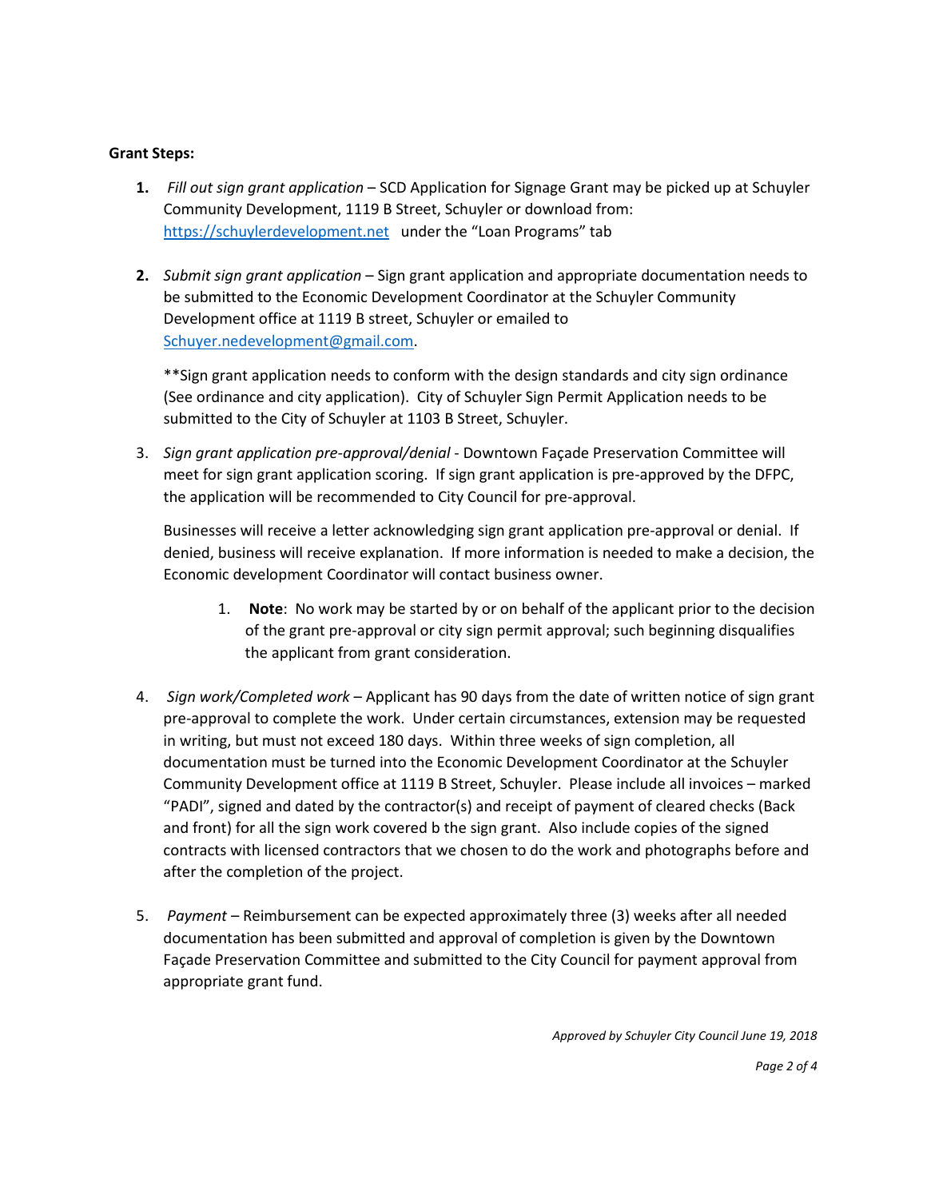**Grant Steps:**

1. *Fill out sign grant application* – SCD Application for Signage Grant may be picked up at Schuyler Community Development, 1119 B Street, Schuyler or download from: https://schuylerdevelopment.net under the "Loan Programs" tab

2. *Submit sign grant application* – Sign grant application and appropriate documentation needs to be submitted to the Economic Development Coordinator at the Schuyler Community Development office at 1119 B street, Schuyler or emailed to Schuyer.nedevelopment@gmail.com.

   **Sign grant application needs to conform with the design standards and city sign ordinance (See ordinance and city application). City of Schuyler Sign Permit Application needs to be submitted to the City of Schuyler at 1103 B Street, Schuyler.

3. *Sign grant application pre-approval/denial* - Downtown Façade Preservation Committee will meet for sign grant application scoring. If sign grant application is pre-approved by the DFPC, the application will be recommended to City Council for pre-approval.

   Businesses will receive a letter acknowledging sign grant application pre-approval or denial. If denied, business will receive explanation. If more information is needed to make a decision, the Economic development Coordinator will contact business owner.

   1. **Note**: No work may be started by or on behalf of the applicant prior to the decision of the grant pre-approval or city sign permit approval; such beginning disqualifies the applicant from grant consideration.

4. *Sign work/Completed work* – Applicant has 90 days from the date of written notice of sign grant pre-approval to complete the work. Under certain circumstances, extension may be requested in writing, but must not exceed 180 days. Within three weeks of sign completion, all documentation must be turned into the Economic Development Coordinator at the Schuyler Community Development office at 1119 B Street, Schuyler. Please include all invoices – marked "PADI", signed and dated by the contractor(s) and receipt of payment of cleared checks (Back and front) for all the sign work covered b the sign grant. Also include copies of the signed contracts with licensed contractors that we chosen to do the work and photographs before and after the completion of the project.

5. *Payment* – Reimbursement can be expected approximately three (3) weeks after all needed documentation has been submitted and approval of completion is given by the Downtown Façade Preservation Committee and submitted to the City Council for payment approval from appropriate grant fund.

*Approved by Schuyler City Council June 19, 2018*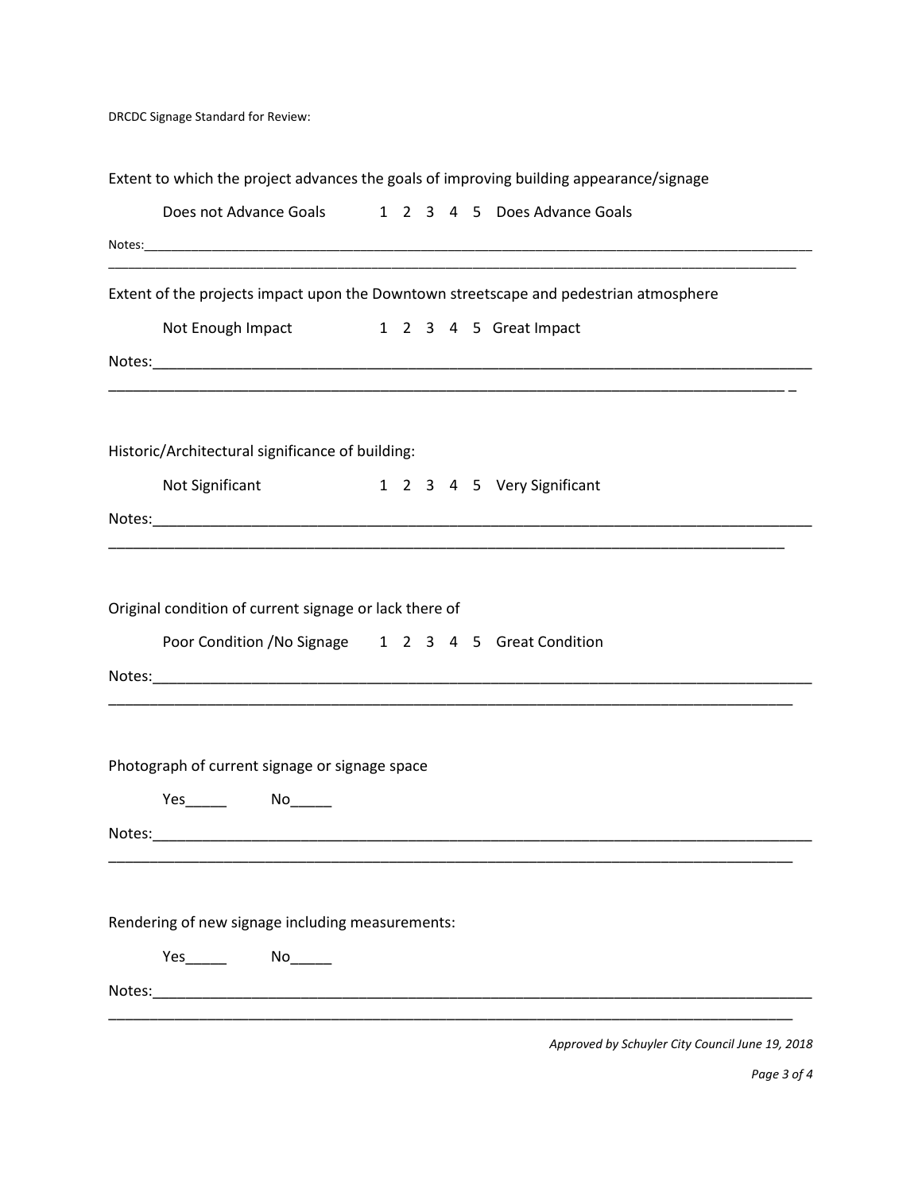DRCDC Signage Standard for Review:

Extent to which the project advances the goals of improving building appearance/signage

Does not Advance Goals 1 2 3 4 5 Does Advance Goals

Notes:\_\_\_\_\_\_\_\_\_\_\_\_\_\_\_\_\_\_\_\_\_\_\_\_\_\_\_\_\_\_\_\_\_\_\_\_\_\_\_\_\_\_\_\_\_\_\_\_\_\_\_\_\_\_\_\_\_\_\_\_\_\_\_\_\_\_\_\_\_\_\_\_\_\_\_\_\_\_\_\_

Extent of the projects impact upon the Downtown streetscape and pedestrian atmosphere

Not Enough Impact 1 2 3 4 5 Great Impact

Notes:\_\_\_\_\_\_\_\_\_\_\_\_\_\_\_\_\_\_\_\_\_\_\_\_\_\_\_\_\_\_\_\_\_\_\_\_\_\_\_\_\_\_\_\_\_\_\_\_\_\_\_\_\_\_\_\_\_\_\_\_\_\_\_\_\_\_\_\_\_\_\_\_\_\_\_\_\_\_\_\_

Historic/Architectural significance of building:

Not Significant 1 2 3 4 5 Very Significant

Notes:\_\_\_\_\_\_\_\_\_\_\_\_\_\_\_\_\_\_\_\_\_\_\_\_\_\_\_\_\_\_\_\_\_\_\_\_\_\_\_\_\_\_\_\_\_\_\_\_\_\_\_\_\_\_\_\_\_\_\_\_\_\_\_\_\_\_\_\_\_\_\_\_\_\_\_\_\_\_\_\_

Original condition of current signage or lack there of

Poor Condition /No Signage 1 2 3 4 5 Great Condition

Notes:\_\_\_\_\_\_\_\_\_\_\_\_\_\_\_\_\_\_\_\_\_\_\_\_\_\_\_\_\_\_\_\_\_\_\_\_\_\_\_\_\_\_\_\_\_\_\_\_\_\_\_\_\_\_\_\_\_\_\_\_\_\_\_\_\_\_\_\_\_\_\_\_\_\_\_\_\_\_\_\_

Photograph of current signage or signage space

Yes\_\_\_\_\_ No\_\_\_\_\_

Notes:\_\_\_\_\_\_\_\_\_\_\_\_\_\_\_\_\_\_\_\_\_\_\_\_\_\_\_\_\_\_\_\_\_\_\_\_\_\_\_\_\_\_\_\_\_\_\_\_\_\_\_\_\_\_\_\_\_\_\_\_\_\_\_\_\_\_\_\_\_\_\_\_\_\_\_\_\_\_\_\_

Rendering of new signage including measurements:

Yes\_\_\_\_\_ No\_\_\_\_\_

Notes:\_\_\_\_\_\_\_\_\_\_\_\_\_\_\_\_\_\_\_\_\_\_\_\_\_\_\_\_\_\_\_\_\_\_\_\_\_\_\_\_\_\_\_\_\_\_\_\_\_\_\_\_\_\_\_\_\_\_\_\_\_\_\_\_\_\_\_\_\_\_\_\_\_\_\_\_\_\_\_\_

*Approved by Schuyler City Council June 19, 2018*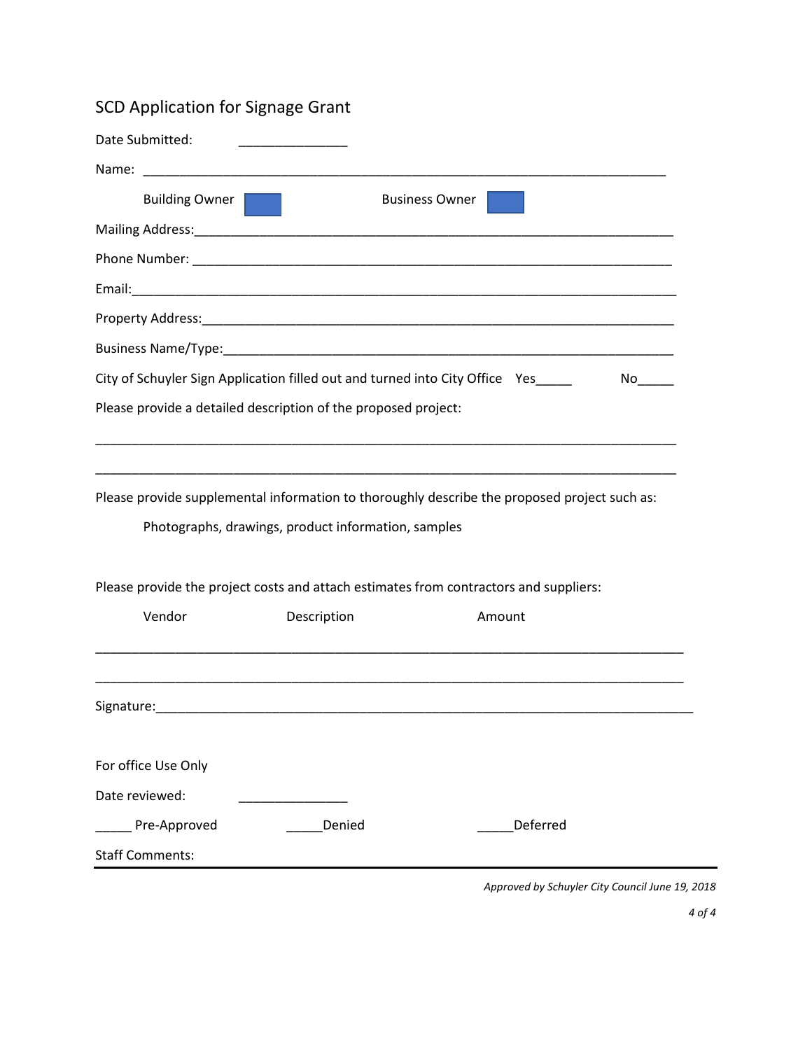# SCD Application for Signage Grant

Date Submitted: _______________

Name: ___________________________________________________________________________

Building Owner ☐ Business Owner ☐

Mailing Address:_____________________________________________________________________

Phone Number: ______________________________________________________________________

Email:______________________________________________________________________________

Property Address:____________________________________________________________________

Business Name/Type:_________________________________________________________________

City of Schuyler Sign Application filled out and turned into City Office Yes_____ No_____

Please provide a detailed description of the proposed project:

_____________________________________________________________________________________

_____________________________________________________________________________________

Please provide supplemental information to thoroughly describe the proposed project such as:

Photographs, drawings, product information, samples

Please provide the project costs and attach estimates from contractors and suppliers:

| Vendor | Description | Amount |
|---|---|---|
| | | |
| | | |

Signature:___________________________________________________________________________

For office Use Only

Date reviewed: _______________

_____ Pre-Approved _____Denied _____Deferred

Staff Comments:

*Approved by Schuyler City Council June 19, 2018*